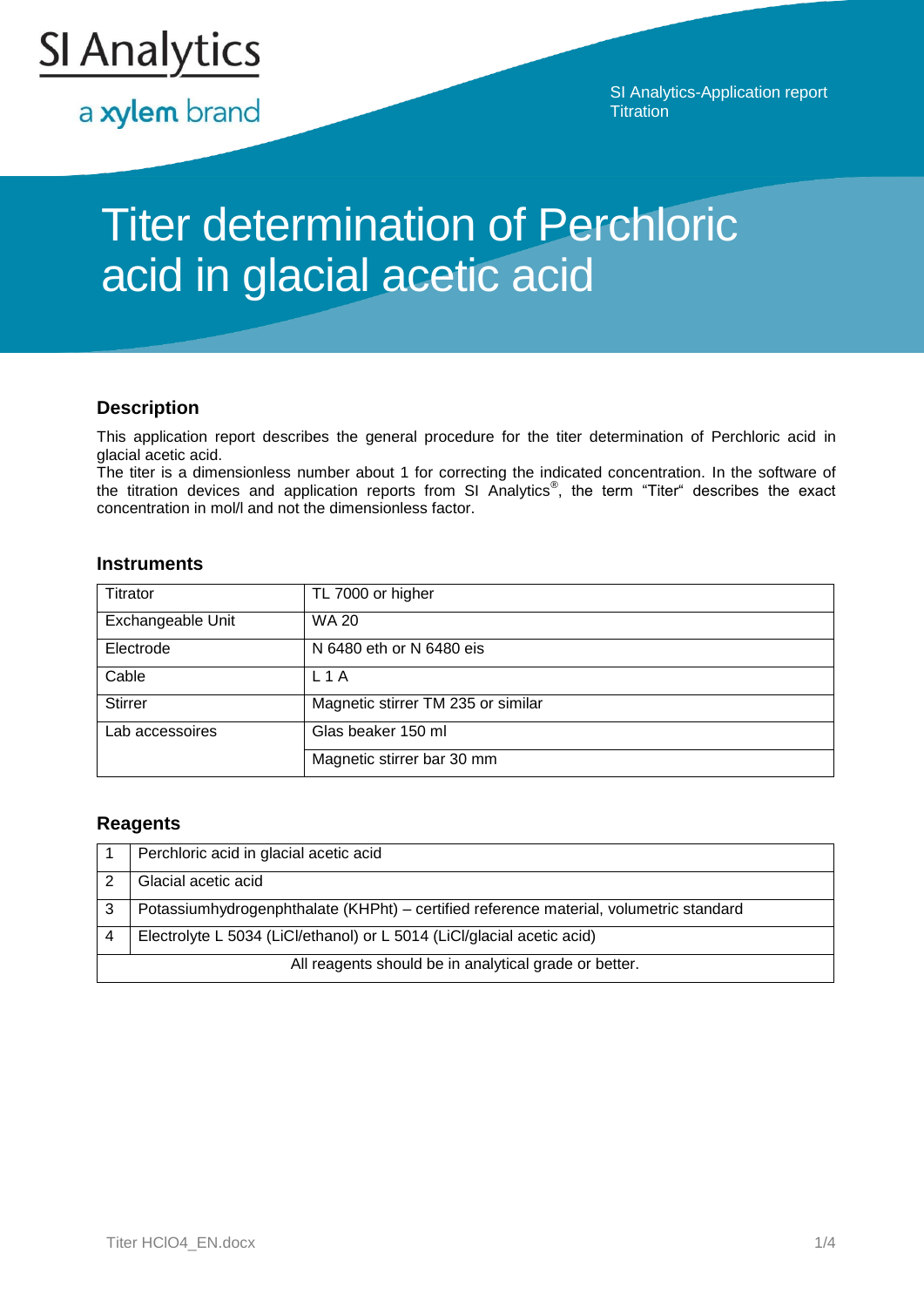SI Analytics

a xylem brand

SI Analytics-Application report
Titration

# Titer determination of Perchloric acid in glacial acetic acid

## Description

This application report describes the general procedure for the titer determination of Perchloric acid in glacial acetic acid.
The titer is a dimensionless number about 1 for correcting the indicated concentration. In the software of the titration devices and application reports from SI Analytics®, the term “Titer“ describes the exact concentration in mol/l and not the dimensionless factor.

## Instruments

| | |
|---|---|
| Titrator | TL 7000 or higher |
| Exchangeable Unit | WA 20 |
| Electrode | N 6480 eth or N 6480 eis |
| Cable | L 1 A |
| Stirrer | Magnetic stirrer TM 235 or similar |
| Lab accessoires | Glas beaker 150 ml |
| | Magnetic stirrer bar 30 mm |

## Reagents

| | |
|---|---|
| 1 | Perchloric acid in glacial acetic acid |
| 2 | Glacial acetic acid |
| 3 | Potassiumhydrogenphthalate (KHPht) – certified reference material, volumetric standard |
| 4 | Electrolyte L 5034 (LiCl/ethanol) or L 5014 (LiCl/glacial acetic acid) |
| All reagents should be in analytical grade or better. | |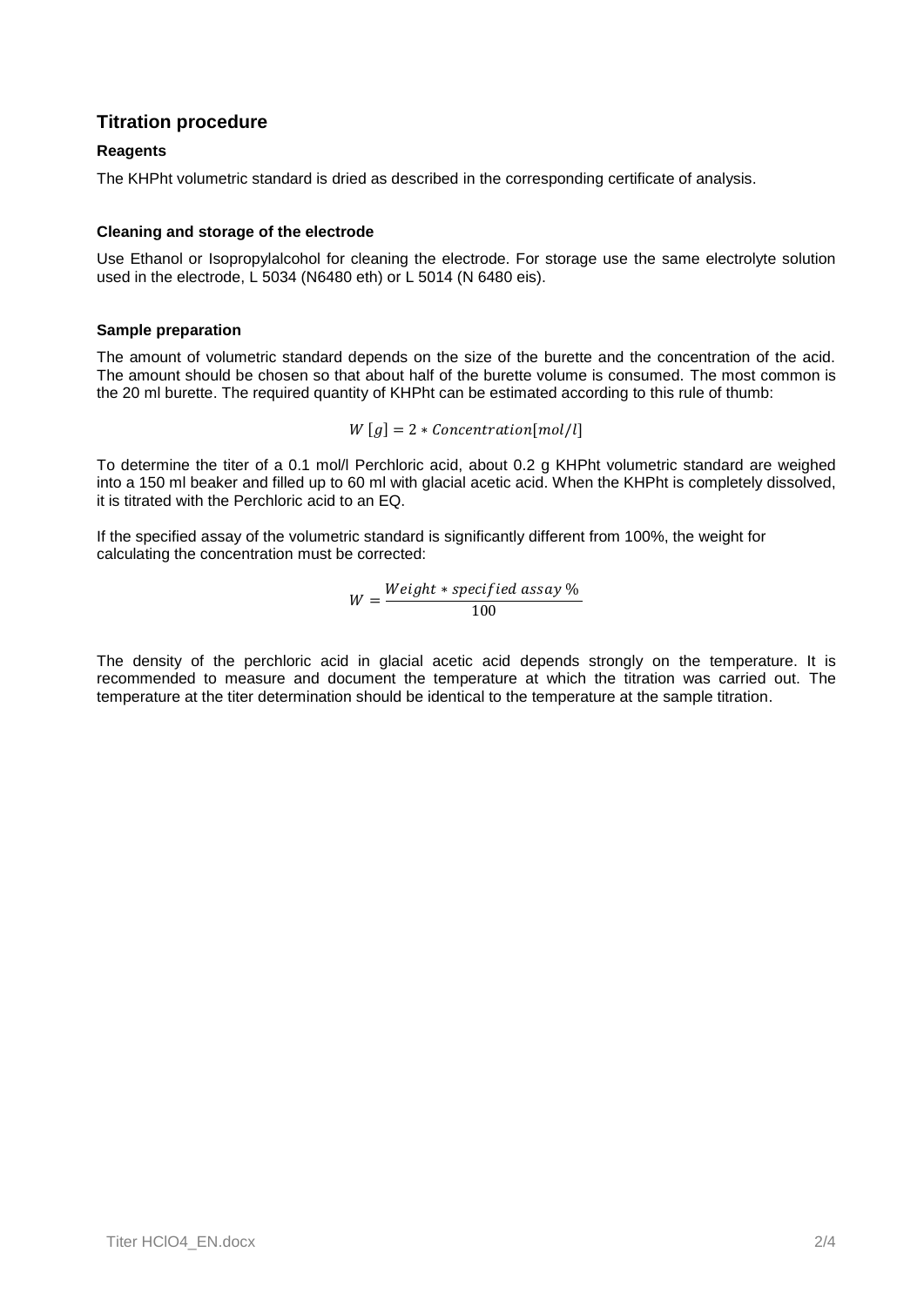## Titration procedure

### Reagents

The KHPht volumetric standard is dried as described in the corresponding certificate of analysis.

### Cleaning and storage of the electrode

Use Ethanol or Isopropylalcohol for cleaning the electrode. For storage use the same electrolyte solution used in the electrode, L 5034 (N6480 eth) or L 5014 (N 6480 eis).

### Sample preparation

The amount of volumetric standard depends on the size of the burette and the concentration of the acid. The amount should be chosen so that about half of the burette volume is consumed. The most common is the 20 ml burette. The required quantity of KHPht can be estimated according to this rule of thumb:

$$W\,[g] = 2 * Concentration[mol/l]$$

To determine the titer of a 0.1 mol/l Perchloric acid, about 0.2 g KHPht volumetric standard are weighed into a 150 ml beaker and filled up to 60 ml with glacial acetic acid. When the KHPht is completely dissolved, it is titrated with the Perchloric acid to an EQ.

If the specified assay of the volumetric standard is significantly different from 100%, the weight for calculating the concentration must be corrected:

$$W = \frac{Weight * specified\ assay\ \%}{100}$$

The density of the perchloric acid in glacial acetic acid depends strongly on the temperature. It is recommended to measure and document the temperature at which the titration was carried out. The temperature at the titer determination should be identical to the temperature at the sample titration.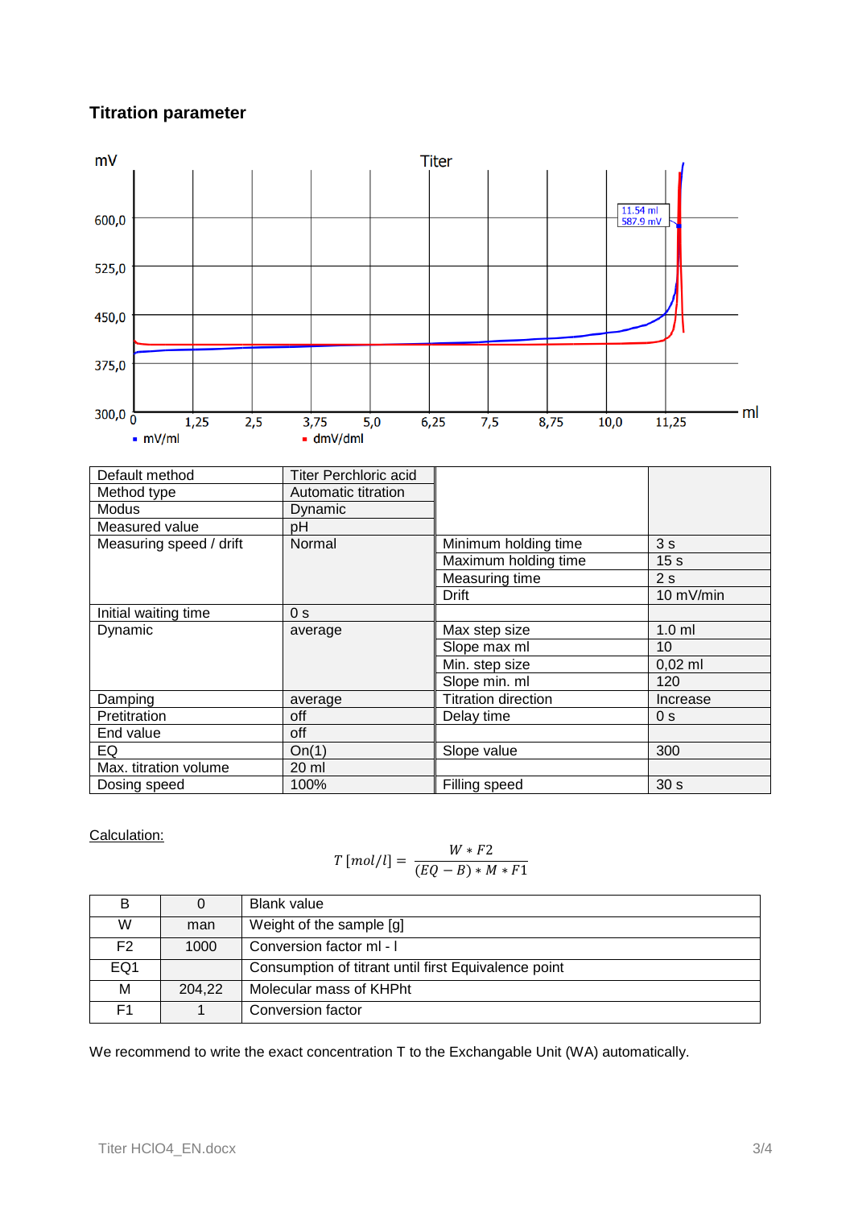### Titration parameter

| Default method | Titer Perchloric acid | | |
|---|---|---|---|
| Method type | Automatic titration | | |
| Modus | Dynamic | | |
| Measured value | pH | | |
| Measuring speed / drift | Normal | Minimum holding time | 3 s |
| | | Maximum holding time | 15 s |
| | | Measuring time | 2 s |
| | | Drift | 10 mV/min |
| Initial waiting time | 0 s | | |
| Dynamic | average | Max step size | 1.0 ml |
| | | Slope max ml | 10 |
| | | Min. step size | 0,02 ml |
| | | Slope min. ml | 120 |
| Damping | average | Titration direction | Increase |
| Pretitration | off | Delay time | 0 s |
| End value | off | | |
| EQ | On(1) | Slope value | 300 |
| Max. titration volume | 20 ml | | |
| Dosing speed | 100% | Filling speed | 30 s |

Calculation:

$$T\,[mol/l] = \frac{W * F2}{(EQ - B) * M * F1}$$

| B | 0 | Blank value |
|---|---|---|
| W | man | Weight of the sample [g] |
| F2 | 1000 | Conversion factor ml - l |
| EQ1 | | Consumption of titrant until first Equivalence point |
| M | 204,22 | Molecular mass of KHPht |
| F1 | 1 | Conversion factor |

We recommend to write the exact concentration T to the Exchangable Unit (WA) automatically.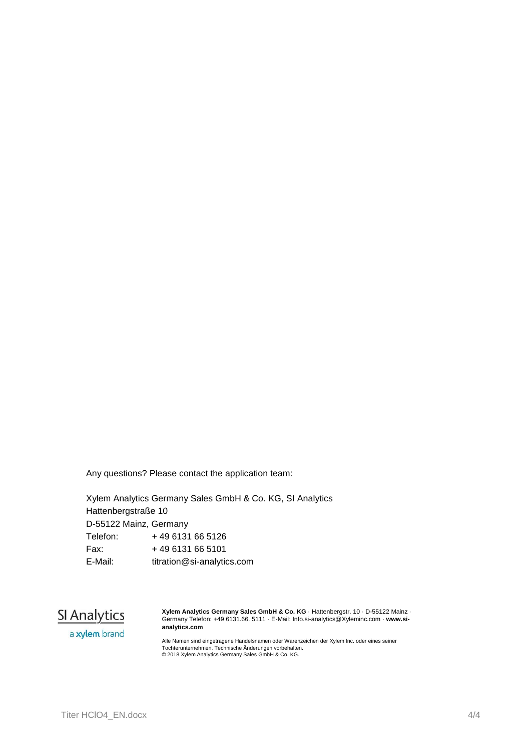Any questions? Please contact the application team:

Xylem Analytics Germany Sales GmbH & Co. KG, SI Analytics
Hattenbergstraße 10
D-55122 Mainz, Germany

| | |
|---|---|
| Telefon: | + 49 6131 66 5126 |
| Fax: | + 49 6131 66 5101 |
| E-Mail: | titration@si-analytics.com |

SI Analytics
a xylem brand

**Xylem Analytics Germany Sales GmbH & Co. KG** · Hattenbergstr. 10 · D-55122 Mainz · Germany Telefon: +49 6131.66. 5111 · E-Mail: Info.si-analytics@Xyleminc.com · **www.si-analytics.com**

Alle Namen sind eingetragene Handelsnamen oder Warenzeichen der Xylem Inc. oder eines seiner Tochterunternehmen. Technische Änderungen vorbehalten.
© 2018 Xylem Analytics Germany Sales GmbH & Co. KG.